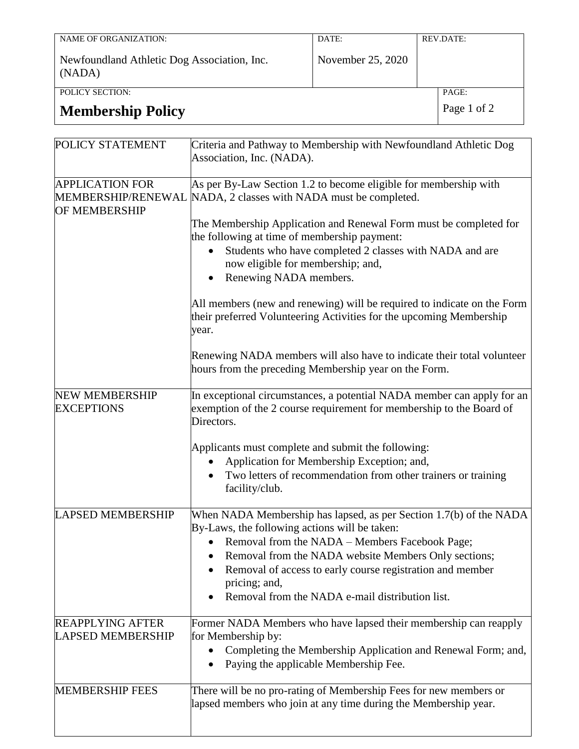| NAME OF ORGANIZATION: | DATE: | REV.DATE: |
|---|---|---|
| Newfoundland Athletic Dog Association, Inc. (NADA) | November 25, 2020 | |
| POLICY SECTION: **Membership Policy** | | PAGE: Page 1 of 2 |

| POLICY STATEMENT | Criteria and Pathway to Membership with Newfoundland Athletic Dog Association, Inc. (NADA). |
|---|---|
| APPLICATION FOR MEMBERSHIP/RENEWAL OF MEMBERSHIP | As per By-Law Section 1.2 to become eligible for membership with NADA, 2 classes with NADA must be completed.<br><br>The Membership Application and Renewal Form must be completed for the following at time of membership payment:<br>• Students who have completed 2 classes with NADA and are now eligible for membership; and,<br>• Renewing NADA members.<br><br>All members (new and renewing) will be required to indicate on the Form their preferred Volunteering Activities for the upcoming Membership year.<br><br>Renewing NADA members will also have to indicate their total volunteer hours from the preceding Membership year on the Form. |
| NEW MEMBERSHIP EXCEPTIONS | In exceptional circumstances, a potential NADA member can apply for an exemption of the 2 course requirement for membership to the Board of Directors.<br><br>Applicants must complete and submit the following:<br>• Application for Membership Exception; and,<br>• Two letters of recommendation from other trainers or training facility/club. |
| LAPSED MEMBERSHIP | When NADA Membership has lapsed, as per Section 1.7(b) of the NADA By-Laws, the following actions will be taken:<br>• Removal from the NADA – Members Facebook Page;<br>• Removal from the NADA website Members Only sections;<br>• Removal of access to early course registration and member pricing; and,<br>• Removal from the NADA e-mail distribution list. |
| REAPPLYING AFTER LAPSED MEMBERSHIP | Former NADA Members who have lapsed their membership can reapply for Membership by:<br>• Completing the Membership Application and Renewal Form; and,<br>• Paying the applicable Membership Fee. |
| MEMBERSHIP FEES | There will be no pro-rating of Membership Fees for new members or lapsed members who join at any time during the Membership year. |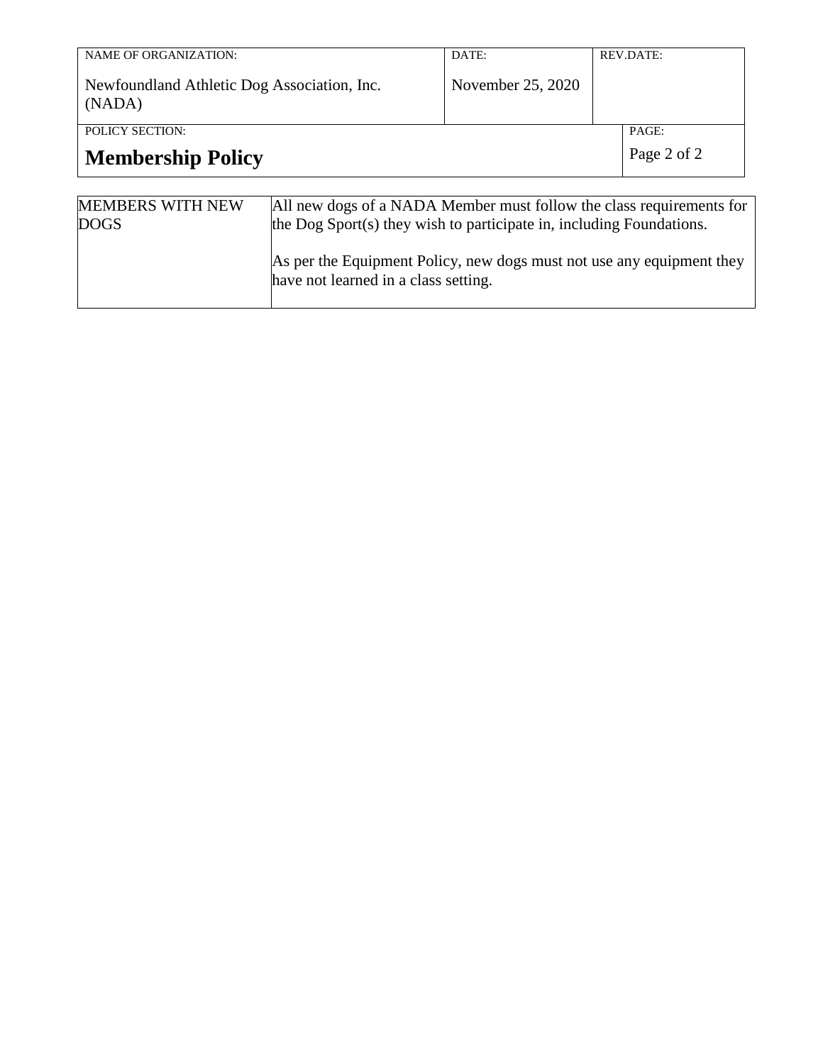| MEMBERS WITH NEW DOGS | All new dogs of a NADA Member must follow the class requirements for the Dog Sport(s) they wish to participate in, including Foundations.<br><br>As per the Equipment Policy, new dogs must not use any equipment they have not learned in a class setting. |
|---|---|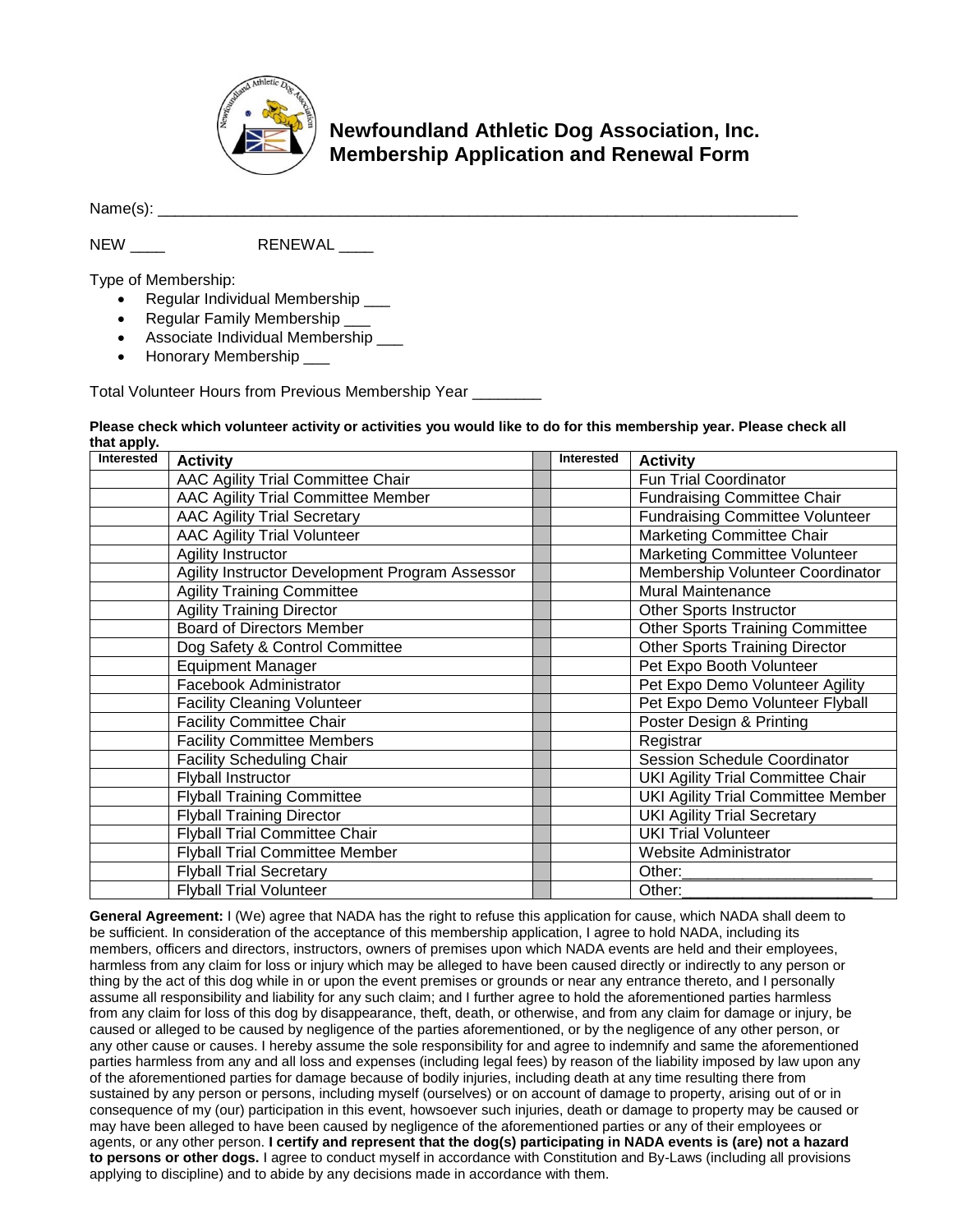# Newfoundland Athletic Dog Association, Inc.
## Membership Application and Renewal Form

Name(s): ___________________________________________________________________________

NEW ____ RENEWAL ____

Type of Membership:

- Regular Individual Membership ___
- Regular Family Membership ___
- Associate Individual Membership ___
- Honorary Membership ___

Total Volunteer Hours from Previous Membership Year ________

**Please check which volunteer activity or activities you would like to do for this membership year. Please check all that apply.**

| Interested | Activity | | Interested | Activity |
|---|---|---|---|---|
| | AAC Agility Trial Committee Chair | | | Fun Trial Coordinator |
| | AAC Agility Trial Committee Member | | | Fundraising Committee Chair |
| | AAC Agility Trial Secretary | | | Fundraising Committee Volunteer |
| | AAC Agility Trial Volunteer | | | Marketing Committee Chair |
| | Agility Instructor | | | Marketing Committee Volunteer |
| | Agility Instructor Development Program Assessor | | | Membership Volunteer Coordinator |
| | Agility Training Committee | | | Mural Maintenance |
| | Agility Training Director | | | Other Sports Instructor |
| | Board of Directors Member | | | Other Sports Training Committee |
| | Dog Safety & Control Committee | | | Other Sports Training Director |
| | Equipment Manager | | | Pet Expo Booth Volunteer |
| | Facebook Administrator | | | Pet Expo Demo Volunteer Agility |
| | Facility Cleaning Volunteer | | | Pet Expo Demo Volunteer Flyball |
| | Facility Committee Chair | | | Poster Design & Printing |
| | Facility Committee Members | | | Registrar |
| | Facility Scheduling Chair | | | Session Schedule Coordinator |
| | Flyball Instructor | | | UKI Agility Trial Committee Chair |
| | Flyball Training Committee | | | UKI Agility Trial Committee Member |
| | Flyball Training Director | | | UKI Agility Trial Secretary |
| | Flyball Trial Committee Chair | | | UKI Trial Volunteer |
| | Flyball Trial Committee Member | | | Website Administrator |
| | Flyball Trial Secretary | | | Other:______________________ |
| | Flyball Trial Volunteer | | | Other:______________________ |

**General Agreement:** I (We) agree that NADA has the right to refuse this application for cause, which NADA shall deem to be sufficient. In consideration of the acceptance of this membership application, I agree to hold NADA, including its members, officers and directors, instructors, owners of premises upon which NADA events are held and their employees, harmless from any claim for loss or injury which may be alleged to have been caused directly or indirectly to any person or thing by the act of this dog while in or upon the event premises or grounds or near any entrance thereto, and I personally assume all responsibility and liability for any such claim; and I further agree to hold the aforementioned parties harmless from any claim for loss of this dog by disappearance, theft, death, or otherwise, and from any claim for damage or injury, be caused or alleged to be caused by negligence of the parties aforementioned, or by the negligence of any other person, or any other cause or causes. I hereby assume the sole responsibility for and agree to indemnify and same the aforementioned parties harmless from any and all loss and expenses (including legal fees) by reason of the liability imposed by law upon any of the aforementioned parties for damage because of bodily injuries, including death at any time resulting there from sustained by any person or persons, including myself (ourselves) or on account of damage to property, arising out of or in consequence of my (our) participation in this event, howsoever such injuries, death or damage to property may be caused or may have been alleged to have been caused by negligence of the aforementioned parties or any of their employees or agents, or any other person. **I certify and represent that the dog(s) participating in NADA events is (are) not a hazard to persons or other dogs.** I agree to conduct myself in accordance with Constitution and By-Laws (including all provisions applying to discipline) and to abide by any decisions made in accordance with them.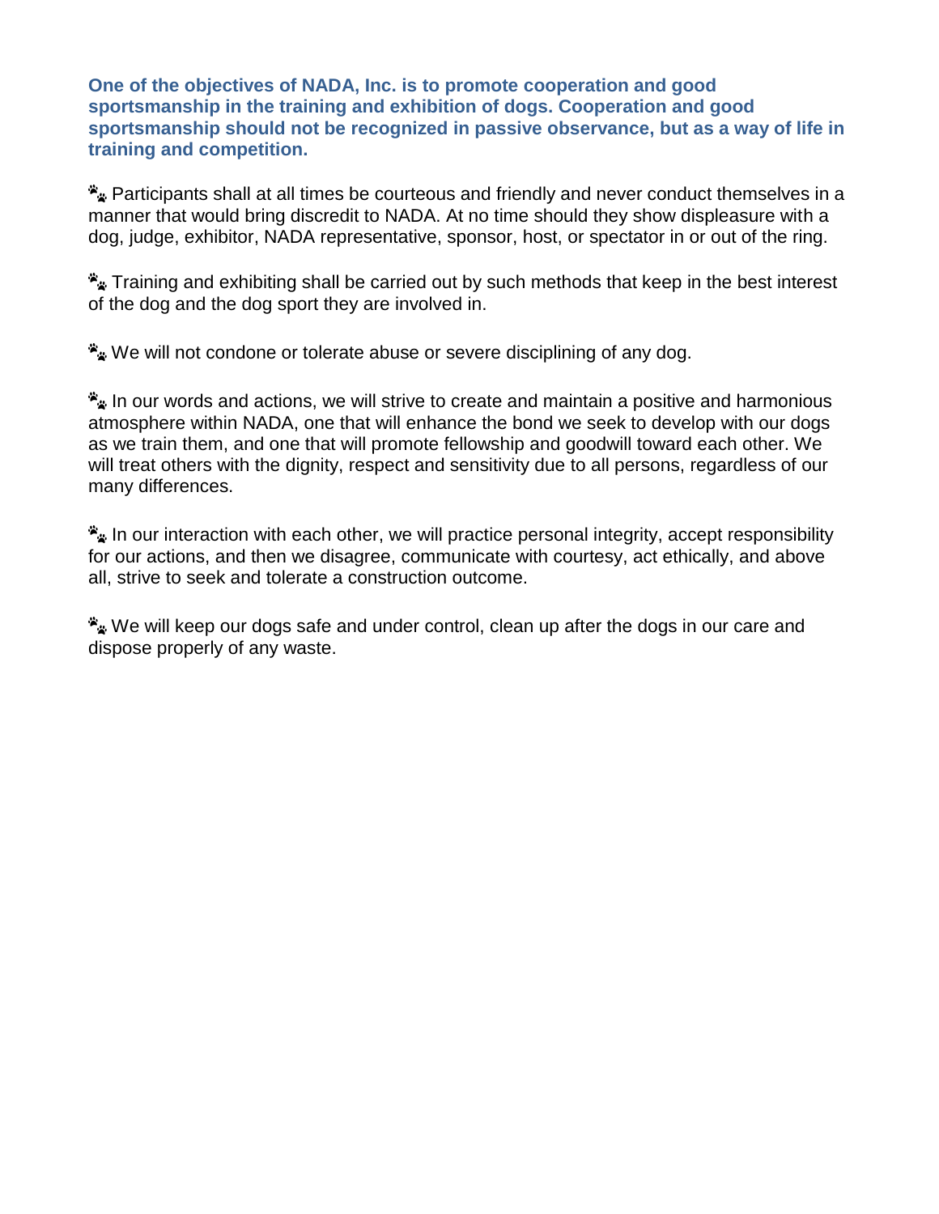**One of the objectives of NADA, Inc. is to promote cooperation and good sportsmanship in the training and exhibition of dogs. Cooperation and good sportsmanship should not be recognized in passive observance, but as a way of life in training and competition.**

- Participants shall at all times be courteous and friendly and never conduct themselves in a manner that would bring discredit to NADA. At no time should they show displeasure with a dog, judge, exhibitor, NADA representative, sponsor, host, or spectator in or out of the ring.

- Training and exhibiting shall be carried out by such methods that keep in the best interest of the dog and the dog sport they are involved in.

- We will not condone or tolerate abuse or severe disciplining of any dog.

- In our words and actions, we will strive to create and maintain a positive and harmonious atmosphere within NADA, one that will enhance the bond we seek to develop with our dogs as we train them, and one that will promote fellowship and goodwill toward each other. We will treat others with the dignity, respect and sensitivity due to all persons, regardless of our many differences.

- In our interaction with each other, we will practice personal integrity, accept responsibility for our actions, and then we disagree, communicate with courtesy, act ethically, and above all, strive to seek and tolerate a construction outcome.

- We will keep our dogs safe and under control, clean up after the dogs in our care and dispose properly of any waste.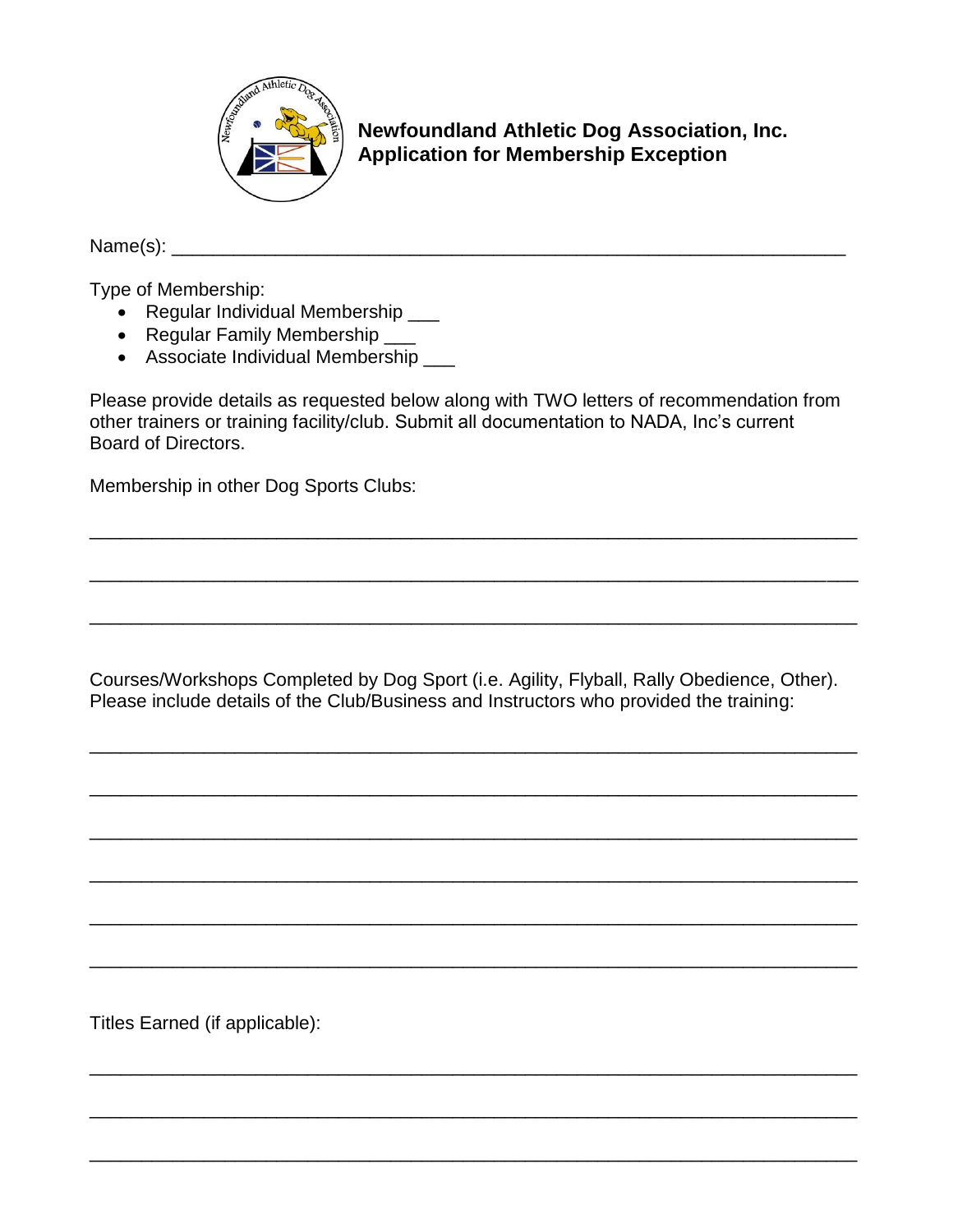**Newfoundland Athletic Dog Association, Inc.**
**Application for Membership Exception**

Name(s): ___________________________________________________________

Type of Membership:

- Regular Individual Membership ___
- Regular Family Membership ___
- Associate Individual Membership ___

Please provide details as requested below along with TWO letters of recommendation from other trainers or training facility/club. Submit all documentation to NADA, Inc's current Board of Directors.

Membership in other Dog Sports Clubs:

______________________________________________________________________

______________________________________________________________________

______________________________________________________________________

Courses/Workshops Completed by Dog Sport (i.e. Agility, Flyball, Rally Obedience, Other). Please include details of the Club/Business and Instructors who provided the training:

______________________________________________________________________

______________________________________________________________________

______________________________________________________________________

______________________________________________________________________

______________________________________________________________________

______________________________________________________________________

Titles Earned (if applicable):

______________________________________________________________________

______________________________________________________________________

______________________________________________________________________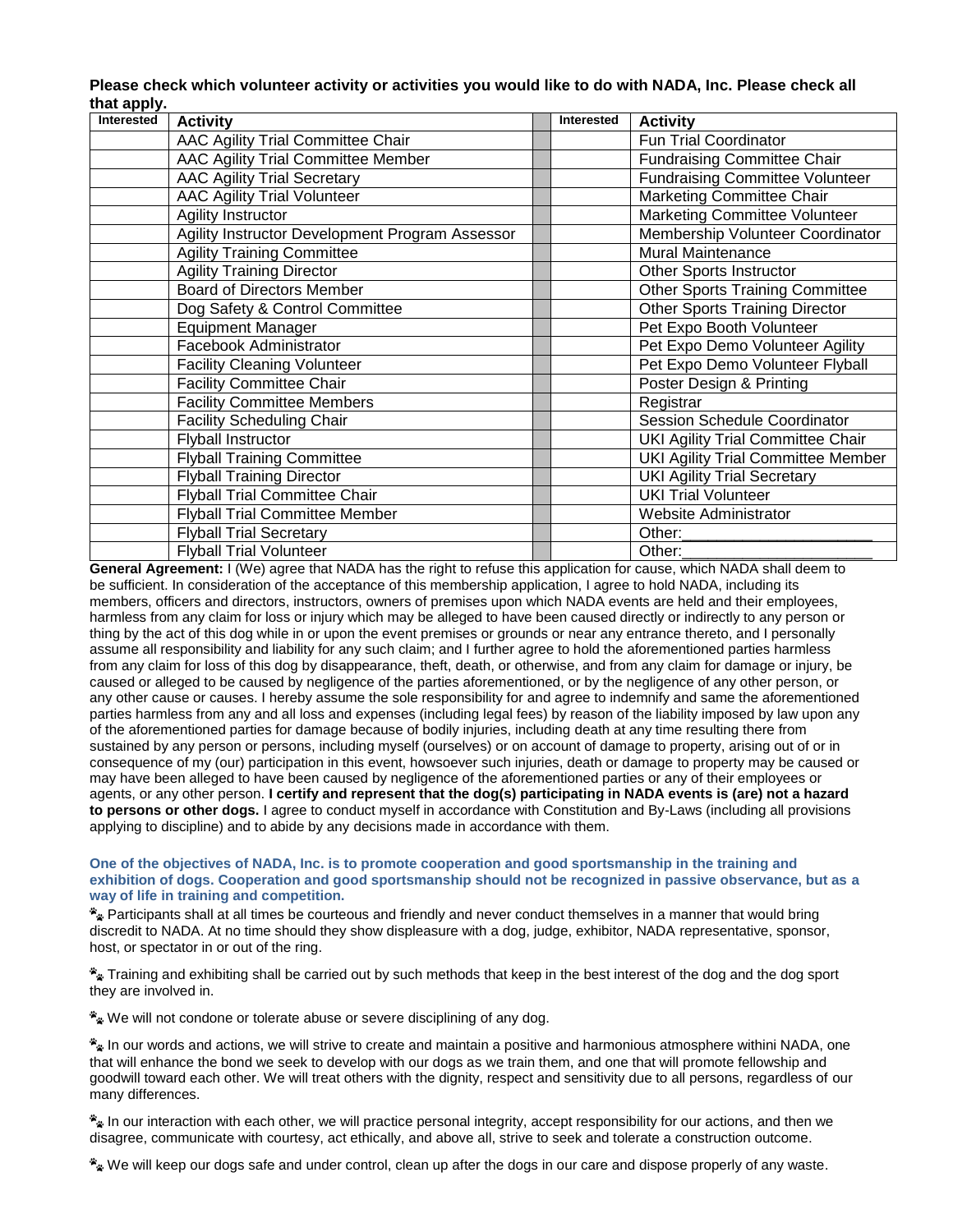**Please check which volunteer activity or activities you would like to do with NADA, Inc. Please check all that apply.**

| Interested | Activity | | Interested | Activity |
|---|---|---|---|---|
| | AAC Agility Trial Committee Chair | | | Fun Trial Coordinator |
| | AAC Agility Trial Committee Member | | | Fundraising Committee Chair |
| | AAC Agility Trial Secretary | | | Fundraising Committee Volunteer |
| | AAC Agility Trial Volunteer | | | Marketing Committee Chair |
| | Agility Instructor | | | Marketing Committee Volunteer |
| | Agility Instructor Development Program Assessor | | | Membership Volunteer Coordinator |
| | Agility Training Committee | | | Mural Maintenance |
| | Agility Training Director | | | Other Sports Instructor |
| | Board of Directors Member | | | Other Sports Training Committee |
| | Dog Safety & Control Committee | | | Other Sports Training Director |
| | Equipment Manager | | | Pet Expo Booth Volunteer |
| | Facebook Administrator | | | Pet Expo Demo Volunteer Agility |
| | Facility Cleaning Volunteer | | | Pet Expo Demo Volunteer Flyball |
| | Facility Committee Chair | | | Poster Design & Printing |
| | Facility Committee Members | | | Registrar |
| | Facility Scheduling Chair | | | Session Schedule Coordinator |
| | Flyball Instructor | | | UKI Agility Trial Committee Chair |
| | Flyball Training Committee | | | UKI Agility Trial Committee Member |
| | Flyball Training Director | | | UKI Agility Trial Secretary |
| | Flyball Trial Committee Chair | | | UKI Trial Volunteer |
| | Flyball Trial Committee Member | | | Website Administrator |
| | Flyball Trial Secretary | | | Other:_____________________ |
| | Flyball Trial Volunteer | | | Other:_____________________ |

**General Agreement:** I (We) agree that NADA has the right to refuse this application for cause, which NADA shall deem to be sufficient. In consideration of the acceptance of this membership application, I agree to hold NADA, including its members, officers and directors, instructors, owners of premises upon which NADA events are held and their employees, harmless from any claim for loss or injury which may be alleged to have been caused directly or indirectly to any person or thing by the act of this dog while in or upon the event premises or grounds or near any entrance thereto, and I personally assume all responsibility and liability for any such claim; and I further agree to hold the aforementioned parties harmless from any claim for loss of this dog by disappearance, theft, death, or otherwise, and from any claim for damage or injury, be caused or alleged to be caused by negligence of the parties aforementioned, or by the negligence of any other person, or any other cause or causes. I hereby assume the sole responsibility for and agree to indemnify and same the aforementioned parties harmless from any and all loss and expenses (including legal fees) by reason of the liability imposed by law upon any of the aforementioned parties for damage because of bodily injuries, including death at any time resulting there from sustained by any person or persons, including myself (ourselves) or on account of damage to property, arising out of or in consequence of my (our) participation in this event, howsoever such injuries, death or damage to property may be caused or may have been alleged to have been caused by negligence of the aforementioned parties or any of their employees or agents, or any other person. **I certify and represent that the dog(s) participating in NADA events is (are) not a hazard to persons or other dogs.** I agree to conduct myself in accordance with Constitution and By-Laws (including all provisions applying to discipline) and to abide by any decisions made in accordance with them.

**One of the objectives of NADA, Inc. is to promote cooperation and good sportsmanship in the training and exhibition of dogs. Cooperation and good sportsmanship should not be recognized in passive observance, but as a way of life in training and competition.**

- Participants shall at all times be courteous and friendly and never conduct themselves in a manner that would bring discredit to NADA. At no time should they show displeasure with a dog, judge, exhibitor, NADA representative, sponsor, host, or spectator in or out of the ring.

- Training and exhibiting shall be carried out by such methods that keep in the best interest of the dog and the dog sport they are involved in.

- We will not condone or tolerate abuse or severe disciplining of any dog.

- In our words and actions, we will strive to create and maintain a positive and harmonious atmosphere withini NADA, one that will enhance the bond we seek to develop with our dogs as we train them, and one that will promote fellowship and goodwill toward each other. We will treat others with the dignity, respect and sensitivity due to all persons, regardless of our many differences.

- In our interaction with each other, we will practice personal integrity, accept responsibility for our actions, and then we disagree, communicate with courtesy, act ethically, and above all, strive to seek and tolerate a construction outcome.

- We will keep our dogs safe and under control, clean up after the dogs in our care and dispose properly of any waste.